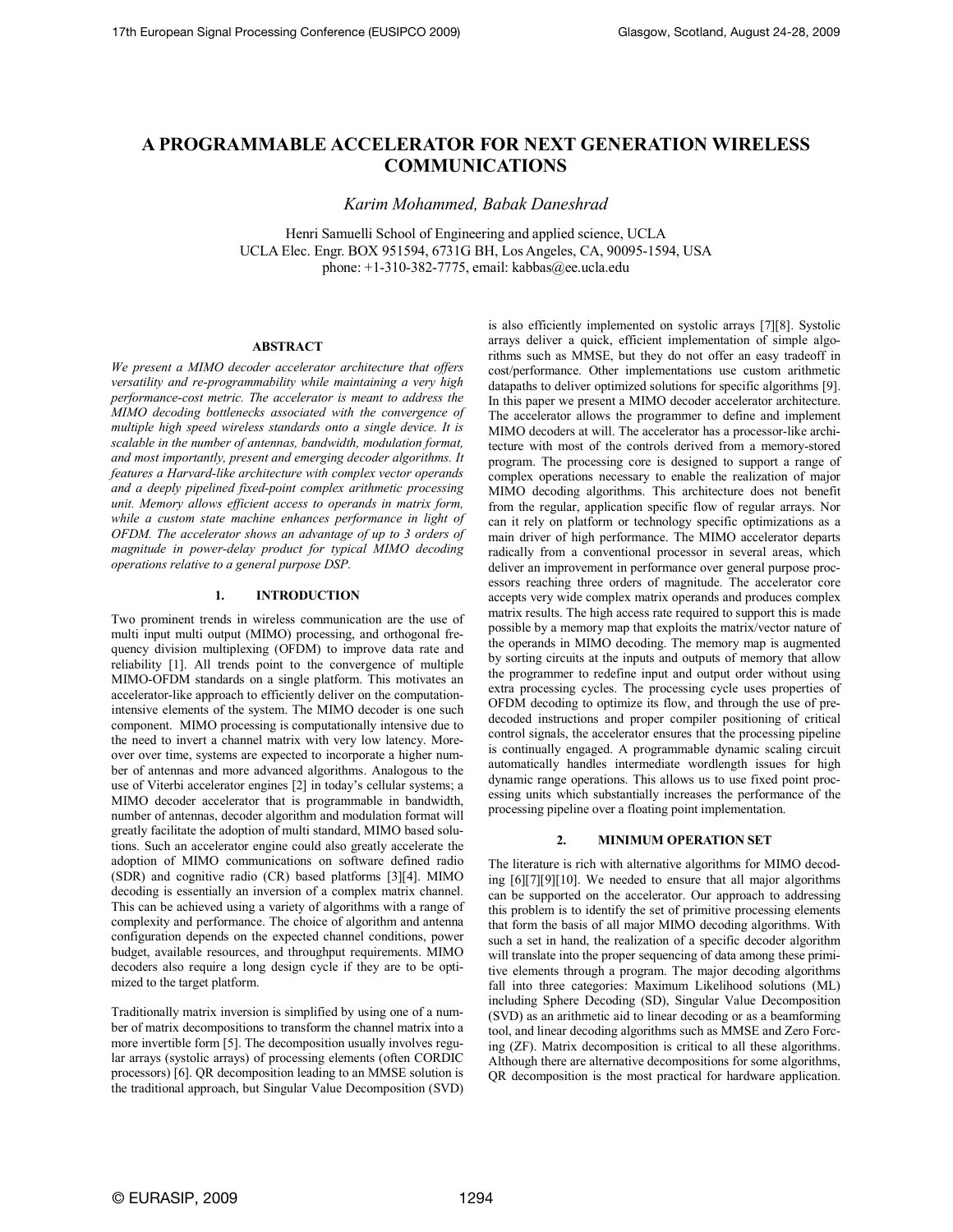# A PROGRAMMABLE ACCELERATOR FOR NEXT GENERATION WIRELESS COMMUNICATIONS

*Karim Mohammed, Babak Daneshrad*

Henri Samuelli School of Engineering and applied science, UCLA
UCLA Elec. Engr. BOX 951594, 6731G BH, Los Angeles, CA, 90095-1594, USA
phone: +1-310-382-7775, email: kabbas@ee.ucla.edu

## ABSTRACT

*We present a MIMO decoder accelerator architecture that offers versatility and re-programmability while maintaining a very high performance-cost metric. The accelerator is meant to address the MIMO decoding bottlenecks associated with the convergence of multiple high speed wireless standards onto a single device. It is scalable in the number of antennas, bandwidth, modulation format, and most importantly, present and emerging decoder algorithms. It features a Harvard-like architecture with complex vector operands and a deeply pipelined fixed-point complex arithmetic processing unit. Memory allows efficient access to operands in matrix form, while a custom state machine enhances performance in light of OFDM. The accelerator shows an advantage of up to 3 orders of magnitude in power-delay product for typical MIMO decoding operations relative to a general purpose DSP.*

## 1. INTRODUCTION

Two prominent trends in wireless communication are the use of multi input multi output (MIMO) processing, and orthogonal frequency division multiplexing (OFDM) to improve data rate and reliability [1]. All trends point to the convergence of multiple MIMO-OFDM standards on a single platform. This motivates an accelerator-like approach to efficiently deliver on the computation-intensive elements of the system. The MIMO decoder is one such component. MIMO processing is computationally intensive due to the need to invert a channel matrix with very low latency. Moreover over time, systems are expected to incorporate a higher number of antennas and more advanced algorithms. Analogous to the use of Viterbi accelerator engines [2] in today's cellular systems; a MIMO decoder accelerator that is programmable in bandwidth, number of antennas, decoder algorithm and modulation format will greatly facilitate the adoption of multi standard, MIMO based solutions. Such an accelerator engine could also greatly accelerate the adoption of MIMO communications on software defined radio (SDR) and cognitive radio (CR) based platforms [3][4]. MIMO decoding is essentially an inversion of a complex matrix channel. This can be achieved using a variety of algorithms with a range of complexity and performance. The choice of algorithm and antenna configuration depends on the expected channel conditions, power budget, available resources, and throughput requirements. MIMO decoders also require a long design cycle if they are to be optimized to the target platform.

Traditionally matrix inversion is simplified by using one of a number of matrix decompositions to transform the channel matrix into a more invertible form [5]. The decomposition usually involves regular arrays (systolic arrays) of processing elements (often CORDIC processors) [6]. QR decomposition leading to an MMSE solution is the traditional approach, but Singular Value Decomposition (SVD) is also efficiently implemented on systolic arrays [7][8]. Systolic arrays deliver a quick, efficient implementation of simple algorithms such as MMSE, but they do not offer an easy tradeoff in cost/performance. Other implementations use custom arithmetic datapaths to deliver optimized solutions for specific algorithms [9]. In this paper we present a MIMO decoder accelerator architecture. The accelerator allows the programmer to define and implement MIMO decoders at will. The accelerator has a processor-like architecture with most of the controls derived from a memory-stored program. The processing core is designed to support a range of complex operations necessary to enable the realization of major MIMO decoding algorithms. This architecture does not benefit from the regular, application specific flow of regular arrays. Nor can it rely on platform or technology specific optimizations as a main driver of high performance. The MIMO accelerator departs radically from a conventional processor in several areas, which deliver an improvement in performance over general purpose processors reaching three orders of magnitude. The accelerator core accepts very wide complex matrix operands and produces complex matrix results. The high access rate required to support this is made possible by a memory map that exploits the matrix/vector nature of the operands in MIMO decoding. The memory map is augmented by sorting circuits at the inputs and outputs of memory that allow the programmer to redefine input and output order without using extra processing cycles. The processing cycle uses properties of OFDM decoding to optimize its flow, and through the use of predecoded instructions and proper compiler positioning of critical control signals, the accelerator ensures that the processing pipeline is continually engaged. A programmable dynamic scaling circuit automatically handles intermediate wordlength issues for high dynamic range operations. This allows us to use fixed point processing units which substantially increases the performance of the processing pipeline over a floating point implementation.

## 2. MINIMUM OPERATION SET

The literature is rich with alternative algorithms for MIMO decoding [6][7][9][10]. We needed to ensure that all major algorithms can be supported on the accelerator. Our approach to addressing this problem is to identify the set of primitive processing elements that form the basis of all major MIMO decoding algorithms. With such a set in hand, the realization of a specific decoder algorithm will translate into the proper sequencing of data among these primitive elements through a program. The major decoding algorithms fall into three categories: Maximum Likelihood solutions (ML) including Sphere Decoding (SD), Singular Value Decomposition (SVD) as an arithmetic aid to linear decoding or as a beamforming tool, and linear decoding algorithms such as MMSE and Zero Forcing (ZF). Matrix decomposition is critical to all these algorithms. Although there are alternative decompositions for some algorithms, QR decomposition is the most practical for hardware application.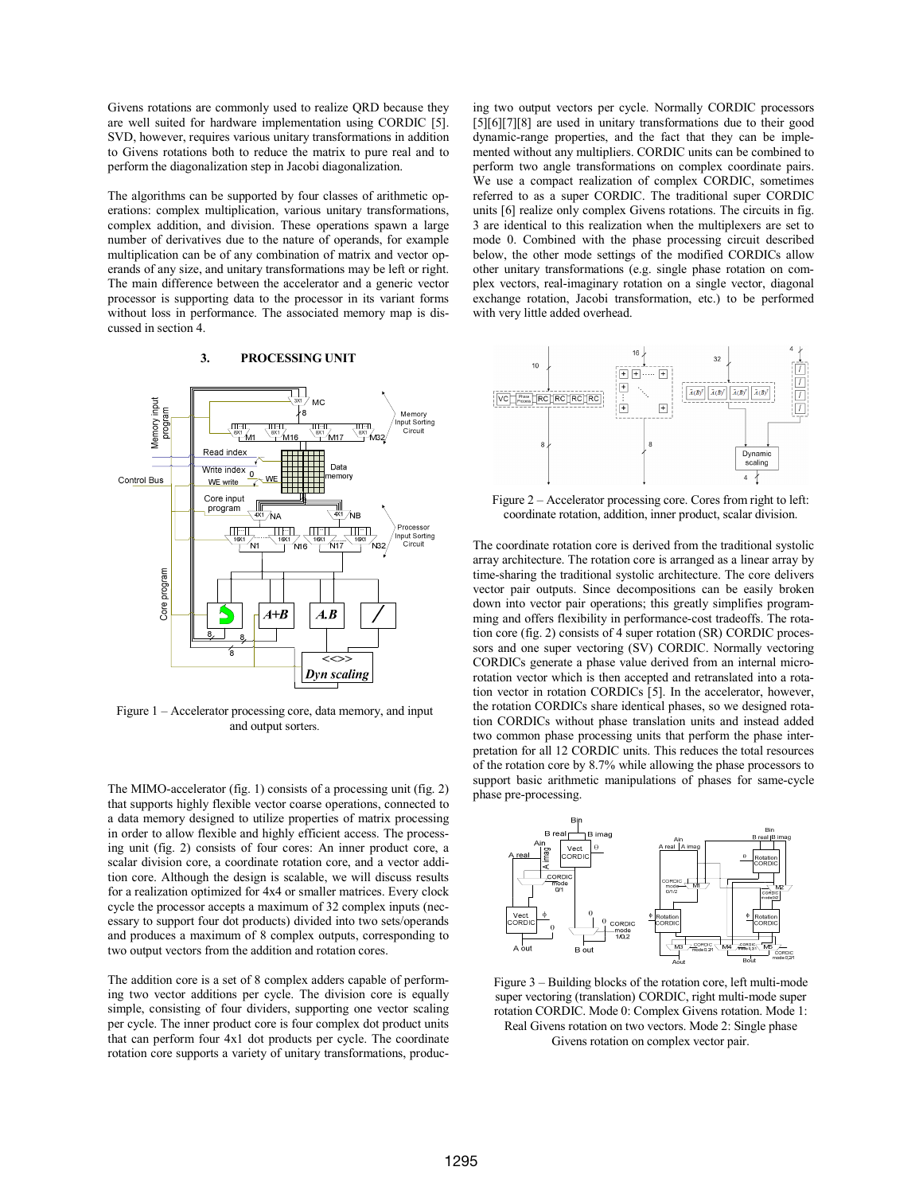Givens rotations are commonly used to realize QRD because they are well suited for hardware implementation using CORDIC [5]. SVD, however, requires various unitary transformations in addition to Givens rotations both to reduce the matrix to pure real and to perform the diagonalization step in Jacobi diagonalization.

The algorithms can be supported by four classes of arithmetic operations: complex multiplication, various unitary transformations, complex addition, and division. These operations spawn a large number of derivatives due to the nature of operands, for example multiplication can be of any combination of matrix and vector operands of any size, and unitary transformations may be left or right. The main difference between the accelerator and a generic vector processor is supporting data to the processor in its variant forms without loss in performance. The associated memory map is discussed in section 4.

## 3. PROCESSING UNIT

Figure 1 – Accelerator processing core, data memory, and input and output sorters.

The MIMO-accelerator (fig. 1) consists of a processing unit (fig. 2) that supports highly flexible vector coarse operations, connected to a data memory designed to utilize properties of matrix processing in order to allow flexible and highly efficient access. The processing unit (fig. 2) consists of four cores: An inner product core, a scalar division core, a coordinate rotation core, and a vector addition core. Although the design is scalable, we will discuss results for a realization optimized for 4x4 or smaller matrices. Every clock cycle the processor accepts a maximum of 32 complex inputs (necessary to support four dot products) divided into two sets/operands and produces a maximum of 8 complex outputs, corresponding to two output vectors from the addition and rotation cores.

The addition core is a set of 8 complex adders capable of performing two vector additions per cycle. The division core is equally simple, consisting of four dividers, supporting one vector scaling per cycle. The inner product core is four complex dot product units that can perform four 4x1 dot products per cycle. The coordinate rotation core supports a variety of unitary transformations, producing two output vectors per cycle. Normally CORDIC processors [5][6][7][8] are used in unitary transformations due to their good dynamic-range properties, and the fact that they can be implemented without any multipliers. CORDIC units can be combined to perform two angle transformations on complex coordinate pairs. We use a compact realization of complex CORDIC, sometimes referred to as a super CORDIC. The traditional super CORDIC units [6] realize only complex Givens rotations. The circuits in fig. 3 are identical to this realization when the multiplexers are set to mode 0. Combined with the phase processing circuit described below, the other mode settings of the modified CORDICs allow other unitary transformations (e.g. single phase rotation on complex vectors, real-imaginary rotation on a single vector, diagonal exchange rotation, Jacobi transformation, etc.) to be performed with very little added overhead.

Figure 2 – Accelerator processing core. Cores from right to left: coordinate rotation, addition, inner product, scalar division.

The coordinate rotation core is derived from the traditional systolic array architecture. The rotation core is arranged as a linear array by time-sharing the traditional systolic architecture. The core delivers vector pair outputs. Since decompositions can be easily broken down into vector pair operations; this greatly simplifies programming and offers flexibility in performance-cost tradeoffs. The rotation core (fig. 2) consists of 4 super rotation (SR) CORDIC processors and one super vectoring (SV) CORDIC. Normally vectoring CORDICs generate a phase value derived from an internal micro-rotation vector which is then accepted and retranslated into a rotation vector in rotation CORDICs [5]. In the accelerator, however, the rotation CORDICs share identical phases, so we designed rotation CORDICs without phase translation units and instead added two common phase processing units that perform the phase interpretation for all 12 CORDIC units. This reduces the total resources of the rotation core by 8.7% while allowing the phase processors to support basic arithmetic manipulations of phases for same-cycle phase pre-processing.

Figure 3 – Building blocks of the rotation core, left multi-mode super vectoring (translation) CORDIC, right multi-mode super rotation CORDIC. Mode 0: Complex Givens rotation. Mode 1: Real Givens rotation on two vectors. Mode 2: Single phase Givens rotation on complex vector pair.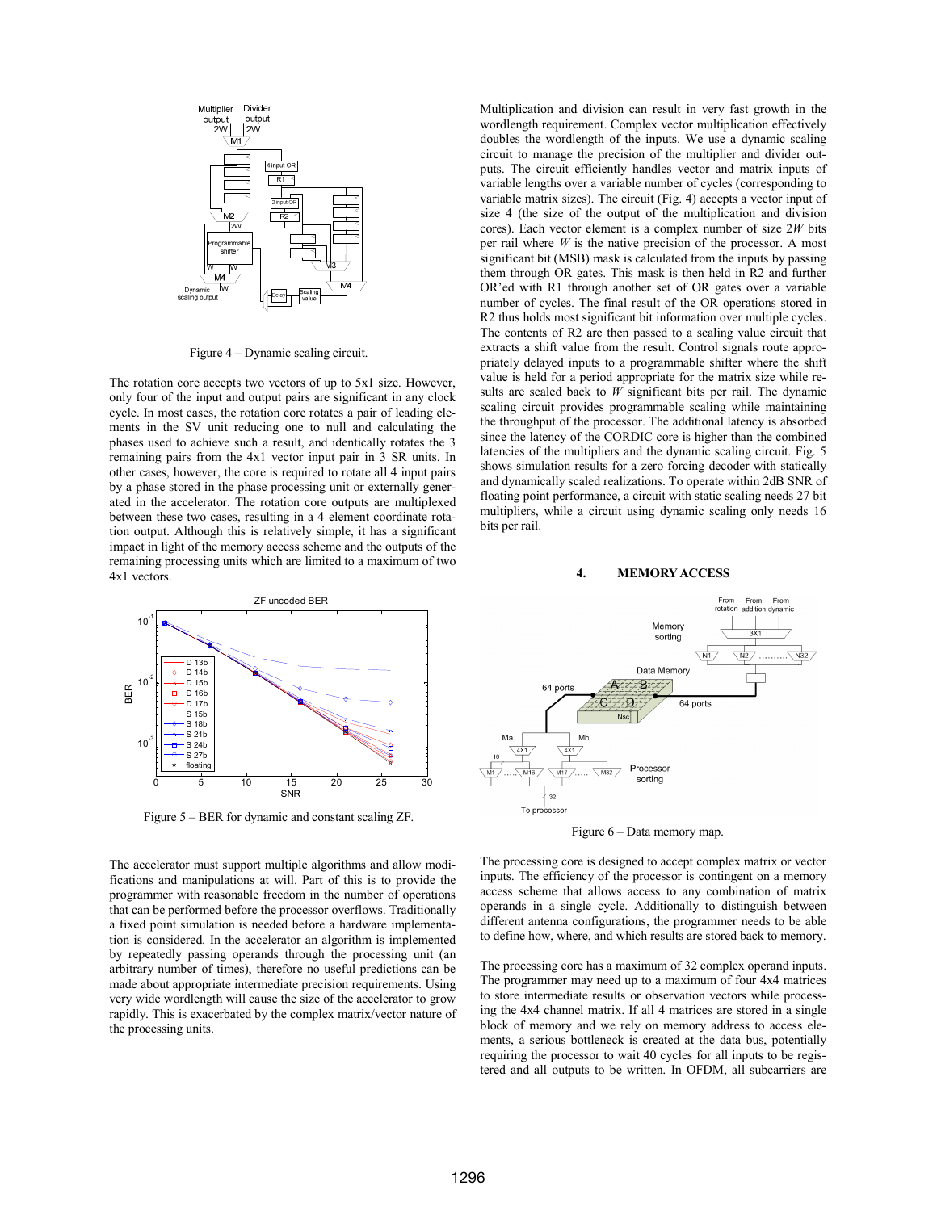Figure 4 – Dynamic scaling circuit.

The rotation core accepts two vectors of up to 5x1 size. However, only four of the input and output pairs are significant in any clock cycle. In most cases, the rotation core rotates a pair of leading elements in the SV unit reducing one to null and calculating the phases used to achieve such a result, and identically rotates the 3 remaining pairs from the 4x1 vector input pair in 3 SR units. In other cases, however, the core is required to rotate all 4 input pairs by a phase stored in the phase processing unit or externally generated in the accelerator. The rotation core outputs are multiplexed between these two cases, resulting in a 4 element coordinate rotation output. Although this is relatively simple, it has a significant impact in light of the memory access scheme and the outputs of the remaining processing units which are limited to a maximum of two 4x1 vectors.

Figure 5 – BER for dynamic and constant scaling ZF.

The accelerator must support multiple algorithms and allow modifications and manipulations at will. Part of this is to provide the programmer with reasonable freedom in the number of operations that can be performed before the processor overflows. Traditionally a fixed point simulation is needed before a hardware implementation is considered. In the accelerator an algorithm is implemented by repeatedly passing operands through the processing unit (an arbitrary number of times), therefore no useful predictions can be made about appropriate intermediate precision requirements. Using very wide wordlength will cause the size of the accelerator to grow rapidly. This is exacerbated by the complex matrix/vector nature of the processing units.

Multiplication and division can result in very fast growth in the wordlength requirement. Complex vector multiplication effectively doubles the wordlength of the inputs. We use a dynamic scaling circuit to manage the precision of the multiplier and divider outputs. The circuit efficiently handles vector and matrix inputs of variable lengths over a variable number of cycles (corresponding to variable matrix sizes). The circuit (Fig. 4) accepts a vector input of size 4 (the size of the output of the multiplication and division cores). Each vector element is a complex number of size $2W$ bits per rail where $W$ is the native precision of the processor. A most significant bit (MSB) mask is calculated from the inputs by passing them through OR gates. This mask is then held in R2 and further OR'ed with R1 through another set of OR gates over a variable number of cycles. The final result of the OR operations stored in R2 thus holds most significant bit information over multiple cycles. The contents of R2 are then passed to a scaling value circuit that extracts a shift value from the result. Control signals route appropriately delayed inputs to a programmable shifter where the shift value is held for a period appropriate for the matrix size while results are scaled back to $W$ significant bits per rail. The dynamic scaling circuit provides programmable scaling while maintaining the throughput of the processor. The additional latency is absorbed since the latency of the CORDIC core is higher than the combined latencies of the multipliers and the dynamic scaling circuit. Fig. 5 shows simulation results for a zero forcing decoder with statically and dynamically scaled realizations. To operate within 2dB SNR of floating point performance, a circuit with static scaling needs 27 bit multipliers, while a circuit using dynamic scaling only needs 16 bits per rail.

## 4. MEMORY ACCESS

Figure 6 – Data memory map.

The processing core is designed to accept complex matrix or vector inputs. The efficiency of the processor is contingent on a memory access scheme that allows access to any combination of matrix operands in a single cycle. Additionally to distinguish between different antenna configurations, the programmer needs to be able to define how, where, and which results are stored back to memory.

The processing core has a maximum of 32 complex operand inputs. The programmer may need up to a maximum of four 4x4 matrices to store intermediate results or observation vectors while processing the 4x4 channel matrix. If all 4 matrices are stored in a single block of memory and we rely on memory address to access elements, a serious bottleneck is created at the data bus, potentially requiring the processor to wait 40 cycles for all inputs to be registered and all outputs to be written. In OFDM, all subcarriers are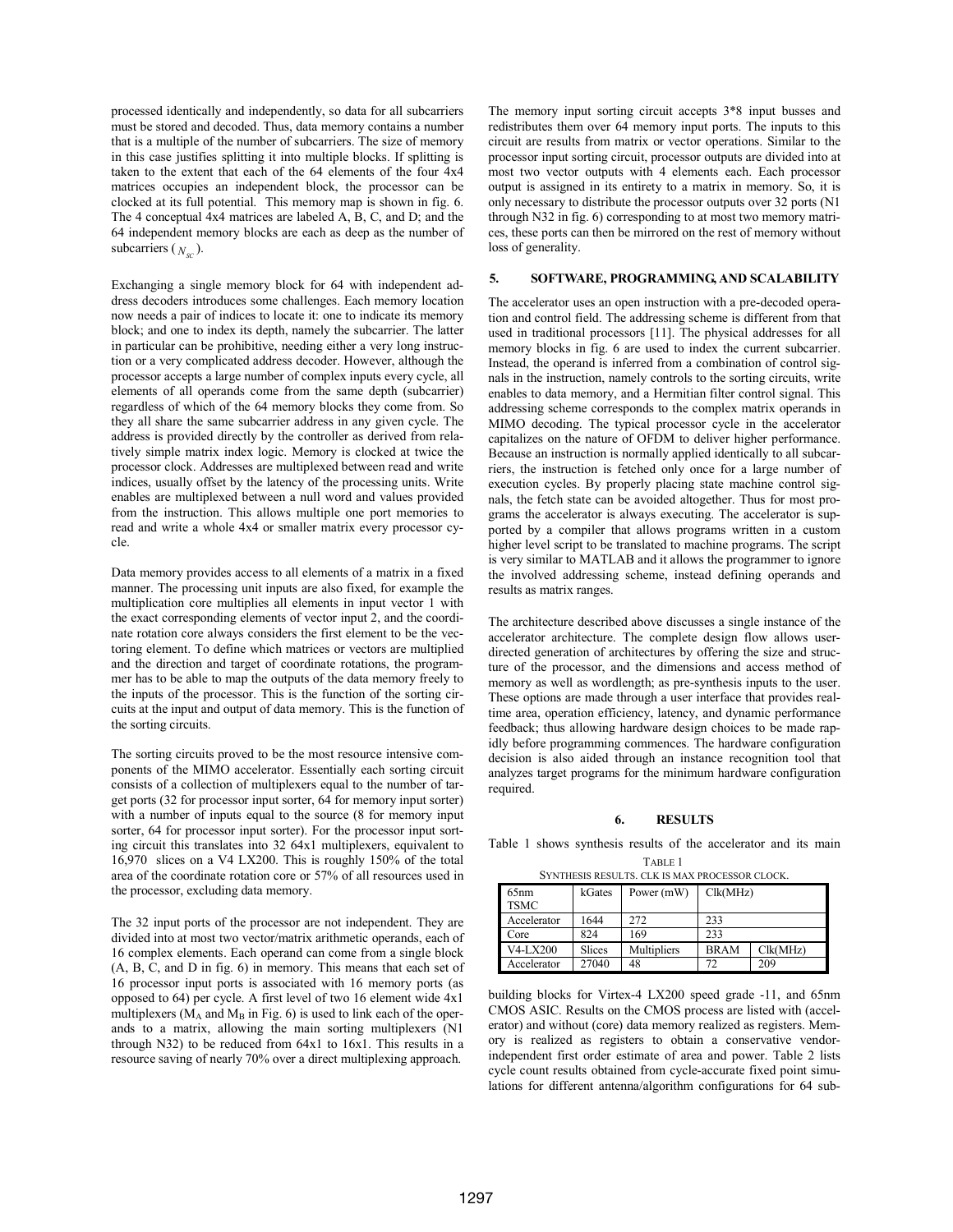processed identically and independently, so data for all subcarriers must be stored and decoded. Thus, data memory contains a number that is a multiple of the number of subcarriers. The size of memory in this case justifies splitting it into multiple blocks. If splitting is taken to the extent that each of the 64 elements of the four 4x4 matrices occupies an independent block, the processor can be clocked at its full potential. This memory map is shown in fig. 6. The 4 conceptual 4x4 matrices are labeled A, B, C, and D; and the 64 independent memory blocks are each as deep as the number of subcarriers ($N_{sc}$).

Exchanging a single memory block for 64 with independent address decoders introduces some challenges. Each memory location now needs a pair of indices to locate it: one to indicate its memory block; and one to index its depth, namely the subcarrier. The latter in particular can be prohibitive, needing either a very long instruction or a very complicated address decoder. However, although the processor accepts a large number of complex inputs every cycle, all elements of all operands come from the same depth (subcarrier) regardless of which of the 64 memory blocks they come from. So they all share the same subcarrier address in any given cycle. The address is provided directly by the controller as derived from relatively simple matrix index logic. Memory is clocked at twice the processor clock. Addresses are multiplexed between read and write indices, usually offset by the latency of the processing units. Write enables are multiplexed between a null word and values provided from the instruction. This allows multiple one port memories to read and write a whole 4x4 or smaller matrix every processor cycle.

Data memory provides access to all elements of a matrix in a fixed manner. The processing unit inputs are also fixed, for example the multiplication core multiplies all elements in input vector 1 with the exact corresponding elements of vector input 2, and the coordinate rotation core always considers the first element to be the vectoring element. To define which matrices or vectors are multiplied and the direction and target of coordinate rotations, the programmer has to be able to map the outputs of the data memory freely to the inputs of the processor. This is the function of the sorting circuits at the input and output of data memory. This is the function of the sorting circuits.

The sorting circuits proved to be the most resource intensive components of the MIMO accelerator. Essentially each sorting circuit consists of a collection of multiplexers equal to the number of target ports (32 for processor input sorter, 64 for memory input sorter) with a number of inputs equal to the source (8 for memory input sorter, 64 for processor input sorter). For the processor input sorting circuit this translates into 32 64x1 multiplexers, equivalent to 16,970 slices on a V4 LX200. This is roughly 150% of the total area of the coordinate rotation core or 57% of all resources used in the processor, excluding data memory.

The 32 input ports of the processor are not independent. They are divided into at most two vector/matrix arithmetic operands, each of 16 complex elements. Each operand can come from a single block (A, B, C, and D in fig. 6) in memory. This means that each set of 16 processor input ports is associated with 16 memory ports (as opposed to 64) per cycle. A first level of two 16 element wide 4x1 multiplexers ($M_A$ and $M_B$ in Fig. 6) is used to link each of the operands to a matrix, allowing the main sorting multiplexers (N1 through N32) to be reduced from 64x1 to 16x1. This results in a resource saving of nearly 70% over a direct multiplexing approach.

The memory input sorting circuit accepts 3*8 input busses and redistributes them over 64 memory input ports. The inputs to this circuit are results from matrix or vector operations. Similar to the processor input sorting circuit, processor outputs are divided into at most two vector outputs with 4 elements each. Each processor output is assigned in its entirety to a matrix in memory. So, it is only necessary to distribute the processor outputs over 32 ports (N1 through N32 in fig. 6) corresponding to at most two memory matrices, these ports can then be mirrored on the rest of memory without loss of generality.

## 5. SOFTWARE, PROGRAMMING, AND SCALABILITY

The accelerator uses an open instruction with a pre-decoded operation and control field. The addressing scheme is different from that used in traditional processors [11]. The physical addresses for all memory blocks in fig. 6 are used to index the current subcarrier. Instead, the operand is inferred from a combination of control signals in the instruction, namely controls to the sorting circuits, write enables to data memory, and a Hermitian filter control signal. This addressing scheme corresponds to the complex matrix operands in MIMO decoding. The typical processor cycle in the accelerator capitalizes on the nature of OFDM to deliver higher performance. Because an instruction is normally applied identically to all subcarriers, the instruction is fetched only once for a large number of execution cycles. By properly placing state machine control signals, the fetch state can be avoided altogether. Thus for most programs the accelerator is always executing. The accelerator is supported by a compiler that allows programs written in a custom higher level script to be translated to machine programs. The script is very similar to MATLAB and it allows the programmer to ignore the involved addressing scheme, instead defining operands and results as matrix ranges.

The architecture described above discusses a single instance of the accelerator architecture. The complete design flow allows user-directed generation of architectures by offering the size and structure of the processor, and the dimensions and access method of memory as well as wordlength; as pre-synthesis inputs to the user. These options are made through a user interface that provides real-time area, operation efficiency, latency, and dynamic performance feedback; thus allowing hardware design choices to be made rapidly before programming commences. The hardware configuration decision is also aided through an instance recognition tool that analyzes target programs for the minimum hardware configuration required.

## 6. RESULTS

Table 1 shows synthesis results of the accelerator and its main building blocks for Virtex-4 LX200 speed grade -11, and 65nm CMOS ASIC. Results on the CMOS process are listed with (accelerator) and without (core) data memory realized as registers. Memory is realized as registers to obtain a conservative vendor-independent first order estimate of area and power. Table 2 lists cycle count results obtained from cycle-accurate fixed point simulations for different antenna/algorithm configurations for 64 sub-

TABLE 1
SYNTHESIS RESULTS. CLK IS MAX PROCESSOR CLOCK.

| 65nm TSMC | kGates | Power (mW) | Clk(MHz) | |
|---|---|---|---|---|
| Accelerator | 1644 | 272 | 233 | |
| Core | 824 | 169 | 233 | |
| V4-LX200 | Slices | Multipliers | BRAM | Clk(MHz) |
| Accelerator | 27040 | 48 | 72 | 209 |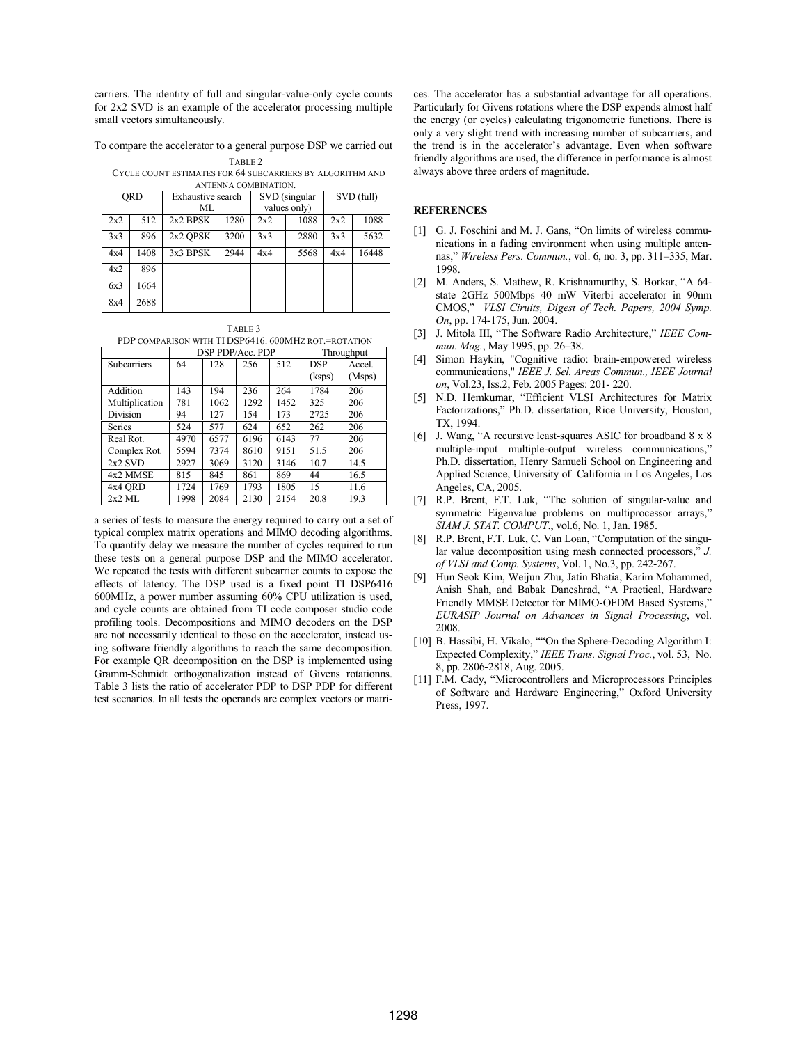carriers. The identity of full and singular-value-only cycle counts for 2x2 SVD is an example of the accelerator processing multiple small vectors simultaneously.

To compare the accelerator to a general purpose DSP we carried out a series of tests to measure the energy required to carry out a set of typical complex matrix operations and MIMO decoding algorithms. To quantify delay we measure the number of cycles required to run these tests on a general purpose DSP and the MIMO accelerator. We repeated the tests with different subcarrier counts to expose the effects of latency. The DSP used is a fixed point TI DSP6416 600MHz, a power number assuming 60% CPU utilization is used, and cycle counts are obtained from TI code composer studio code profiling tools. Decompositions and MIMO decoders on the DSP are not necessarily identical to those on the accelerator, instead using software friendly algorithms to reach the same decomposition. For example QR decomposition on the DSP is implemented using Gramm-Schmidt orthogonalization instead of Givens rotationns. Table 3 lists the ratio of accelerator PDP to DSP PDP for different test scenarios. In all tests the operands are complex vectors or matrices. The accelerator has a substantial advantage for all operations. Particularly for Givens rotations where the DSP expends almost half the energy (or cycles) calculating trigonometric functions. There is only a very slight trend with increasing number of subcarriers, and the trend is in the accelerator's advantage. Even when software friendly algorithms are used, the difference in performance is almost always above three orders of magnitude.

TABLE 2
CYCLE COUNT ESTIMATES FOR 64 SUBCARRIERS BY ALGORITHM AND ANTENNA COMBINATION.

| QRD | | Exhaustive search ML | | SVD (singular values only) | | SVD (full) | |
|---|---|---|---|---|---|---|---|
| 2x2 | 512 | 2x2 BPSK | 1280 | 2x2 | 1088 | 2x2 | 1088 |
| 3x3 | 896 | 2x2 QPSK | 3200 | 3x3 | 2880 | 3x3 | 5632 |
| 4x4 | 1408 | 3x3 BPSK | 2944 | 4x4 | 5568 | 4x4 | 16448 |
| 4x2 | 896 | | | | | | |
| 6x3 | 1664 | | | | | | |
| 8x4 | 2688 | | | | | | |

TABLE 3
PDP COMPARISON WITH TI DSP6416. 600MHZ ROT.=ROTATION

| | DSP PDP/Acc. PDP | | | | Throughput | |
|---|---|---|---|---|---|---|
| Subcarriers | 64 | 128 | 256 | 512 | DSP (ksps) | Accel. (Msps) |
| Addition | 143 | 194 | 236 | 264 | 1784 | 206 |
| Multiplication | 781 | 1062 | 1292 | 1452 | 325 | 206 |
| Division | 94 | 127 | 154 | 173 | 2725 | 206 |
| Series | 524 | 577 | 624 | 652 | 262 | 206 |
| Real Rot. | 4970 | 6577 | 6196 | 6143 | 77 | 206 |
| Complex Rot. | 5594 | 7374 | 8610 | 9151 | 51.5 | 206 |
| 2x2 SVD | 2927 | 3069 | 3120 | 3146 | 10.7 | 14.5 |
| 4x2 MMSE | 815 | 845 | 861 | 869 | 44 | 16.5 |
| 4x4 QRD | 1724 | 1769 | 1793 | 1805 | 15 | 11.6 |
| 2x2 ML | 1998 | 2084 | 2130 | 2154 | 20.8 | 19.3 |

## REFERENCES

[1] G. J. Foschini and M. J. Gans, "On limits of wireless communications in a fading environment when using multiple antennas," *Wireless Pers. Commun.*, vol. 6, no. 3, pp. 311–335, Mar. 1998.

[2] M. Anders, S. Mathew, R. Krishnamurthy, S. Borkar, "A 64-state 2GHz 500Mbps 40 mW Viterbi accelerator in 90nm CMOS," *VLSI Ciruits, Digest of Tech. Papers, 2004 Symp. On*, pp. 174-175, Jun. 2004.

[3] J. Mitola III, "The Software Radio Architecture," *IEEE Commun. Mag.*, May 1995, pp. 26–38.

[4] Simon Haykin, "Cognitive radio: brain-empowered wireless communications," *IEEE J. Sel. Areas Commun., IEEE Journal on*, Vol.23, Iss.2, Feb. 2005 Pages: 201- 220.

[5] N.D. Hemkumar, "Efficient VLSI Architectures for Matrix Factorizations," Ph.D. dissertation, Rice University, Houston, TX, 1994.

[6] J. Wang, "A recursive least-squares ASIC for broadband 8 x 8 multiple-input multiple-output wireless communications," Ph.D. dissertation, Henry Samueli School on Engineering and Applied Science, University of California in Los Angeles, Los Angeles, CA, 2005.

[7] R.P. Brent, F.T. Luk, "The solution of singular-value and symmetric Eigenvalue problems on multiprocessor arrays," *SIAM J. STAT. COMPUT.*, vol.6, No. 1, Jan. 1985.

[8] R.P. Brent, F.T. Luk, C. Van Loan, "Computation of the singular value decomposition using mesh connected processors," *J. of VLSI and Comp. Systems*, Vol. 1, No.3, pp. 242-267.

[9] Hun Seok Kim, Weijun Zhu, Jatin Bhatia, Karim Mohammed, Anish Shah, and Babak Daneshrad, "A Practical, Hardware Friendly MMSE Detector for MIMO-OFDM Based Systems," *EURASIP Journal on Advances in Signal Processing*, vol. 2008.

[10] B. Hassibi, H. Vikalo, ""On the Sphere-Decoding Algorithm I: Expected Complexity," *IEEE Trans. Signal Proc.*, vol. 53, No. 8, pp. 2806-2818, Aug. 2005.

[11] F.M. Cady, "Microcontrollers and Microprocessors Principles of Software and Hardware Engineering," Oxford University Press, 1997.